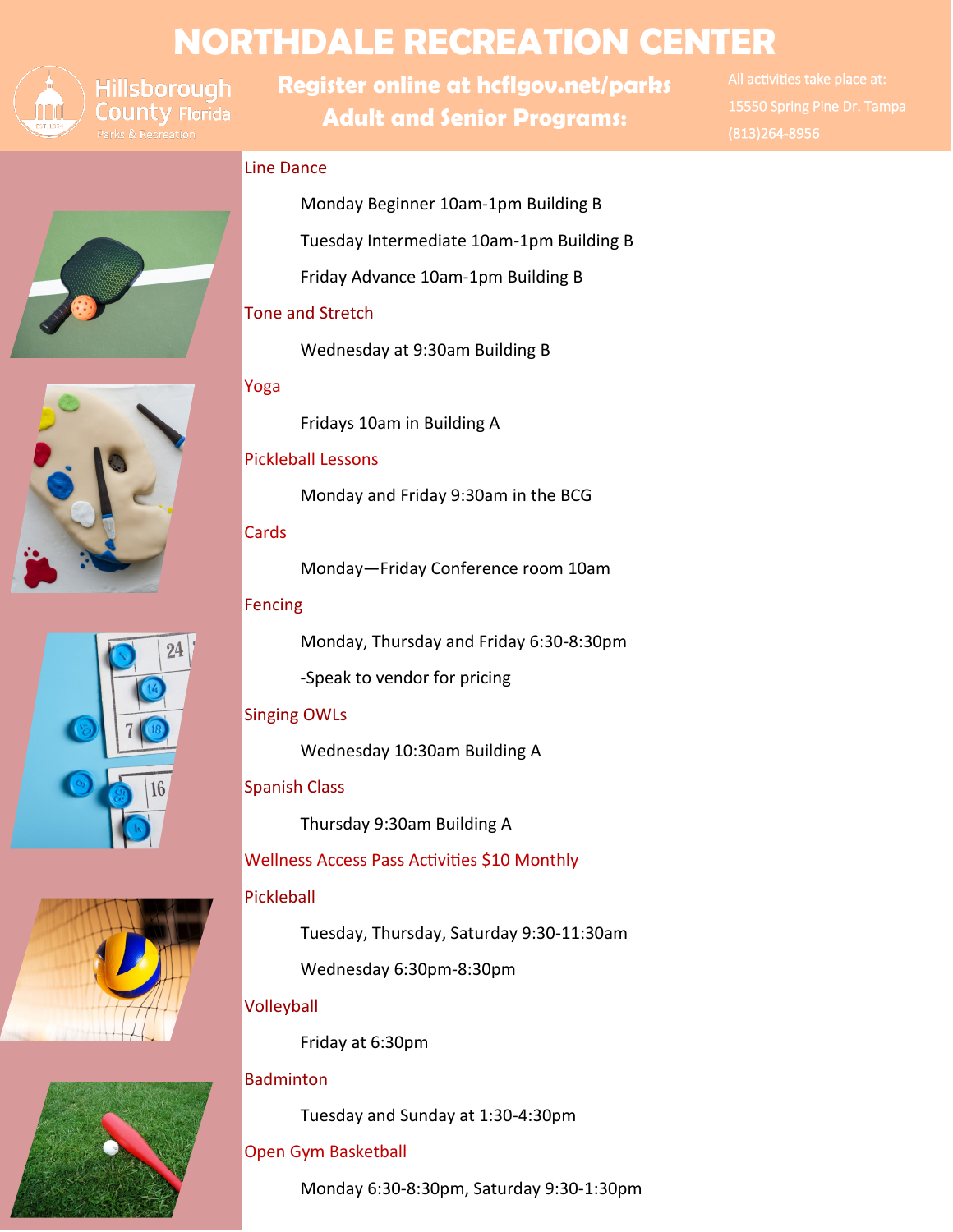# NORTHDALE RECREATION CENTER

Hillsborough County Florida
Parks & Recreation

**Register online at hcflgov.net/parks**
**Adult and Senior Programs:**

All activities take place at:
15550 Spring Pine Dr. Tampa
(813)264-8956

## Line Dance

Monday Beginner 10am-1pm Building B

Tuesday Intermediate 10am-1pm Building B

Friday Advance 10am-1pm Building B

## Tone and Stretch

Wednesday at 9:30am Building B

## Yoga

Fridays 10am in Building A

## Pickleball Lessons

Monday and Friday 9:30am in the BCG

## Cards

Monday—Friday Conference room 10am

## Fencing

Monday, Thursday and Friday 6:30-8:30pm

-Speak to vendor for pricing

## Singing OWLs

Wednesday 10:30am Building A

## Spanish Class

Thursday 9:30am Building A

## Wellness Access Pass Activities $10 Monthly

## Pickleball

Tuesday, Thursday, Saturday 9:30-11:30am

Wednesday 6:30pm-8:30pm

## Volleyball

Friday at 6:30pm

## Badminton

Tuesday and Sunday at 1:30-4:30pm

## Open Gym Basketball

Monday 6:30-8:30pm, Saturday 9:30-1:30pm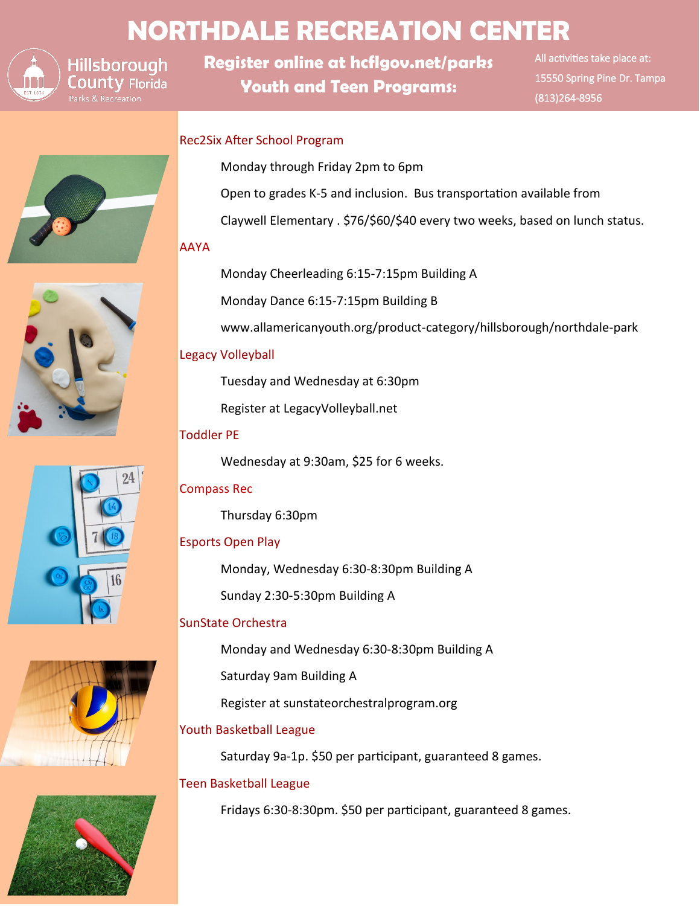# NORTHDALE RECREATION CENTER

Hillsborough County Florida
Parks & Recreation

**Register online at hcflgov.net/parks**

**Youth and Teen Programs:**

All activities take place at:
15550 Spring Pine Dr. Tampa
(813)264-8956

## Rec2Six After School Program

Monday through Friday 2pm to 6pm

Open to grades K-5 and inclusion. Bus transportation available from Claywell Elementary . $76/$60/$40 every two weeks, based on lunch status.

## AAYA

Monday Cheerleading 6:15-7:15pm Building A

Monday Dance 6:15-7:15pm Building B

www.allamericanyouth.org/product-category/hillsborough/northdale-park

## Legacy Volleyball

Tuesday and Wednesday at 6:30pm

Register at LegacyVolleyball.net

## Toddler PE

Wednesday at 9:30am, $25 for 6 weeks.

## Compass Rec

Thursday 6:30pm

## Esports Open Play

Monday, Wednesday 6:30-8:30pm Building A

Sunday 2:30-5:30pm Building A

## SunState Orchestra

Monday and Wednesday 6:30-8:30pm Building A

Saturday 9am Building A

Register at sunstateorchestralprogram.org

## Youth Basketball League

Saturday 9a-1p. $50 per participant, guaranteed 8 games.

## Teen Basketball League

Fridays 6:30-8:30pm. $50 per participant, guaranteed 8 games.